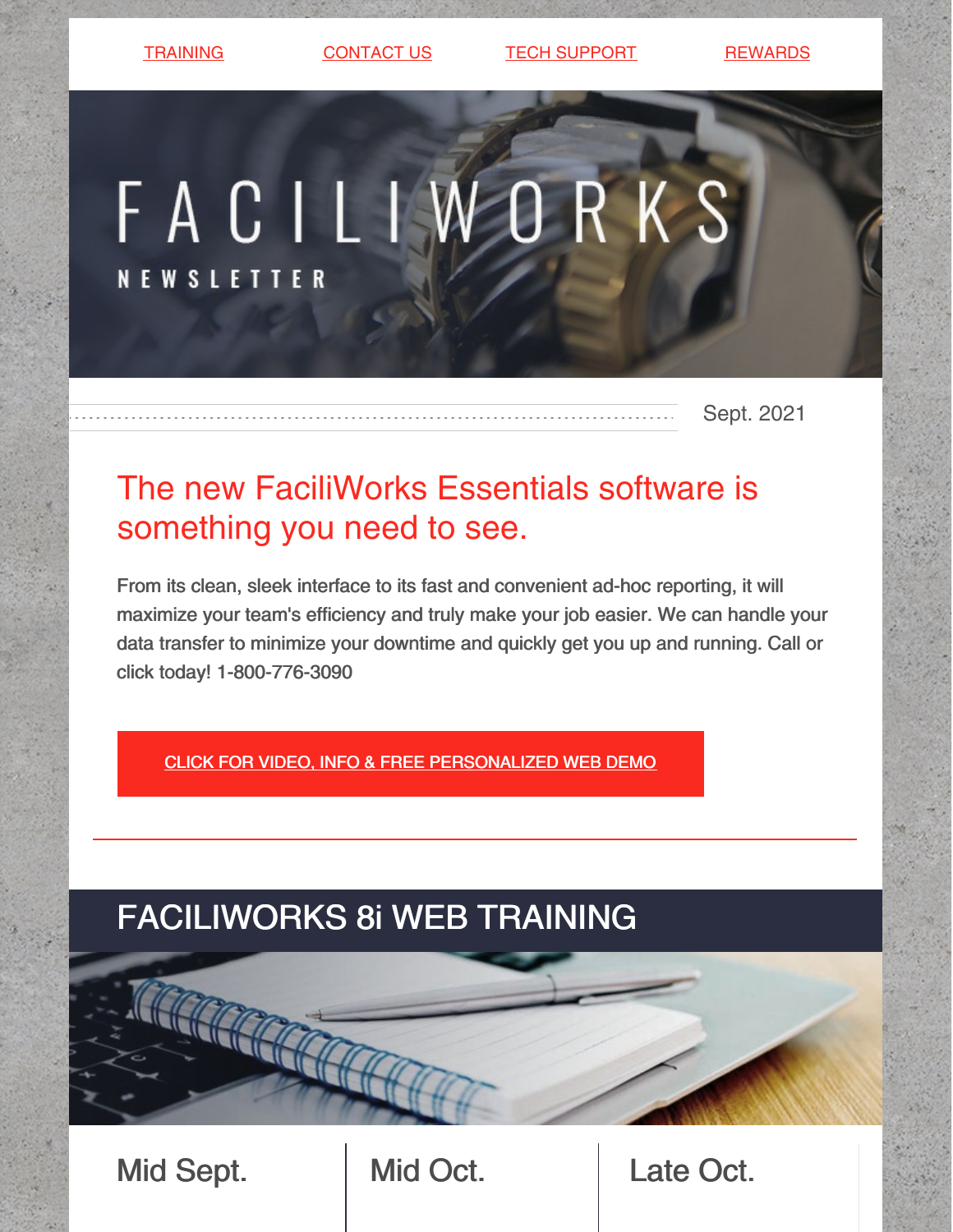TRAINING CONTACT US TECH SUPPORT REWARDS

# FACILIWORKS

NEWSLETTER

Sept. 2021

## The new FaciliWorks Essentials software is something you need to see.

From its clean, sleek interface to its fast and convenient ad-hoc reporting, it will maximize your team's efficiency and truly make your job easier. We can handle your data transfer to minimize your downtime and quickly get you up and running. Call or click today! 1-800-776-3090

CLICK FOR VIDEO, INFO & FREE PERSONALIZED WEB DEMO

## FACILIWORKS 8i WEB TRAINING

Mid Sept.

Mid Oct.

Late Oct.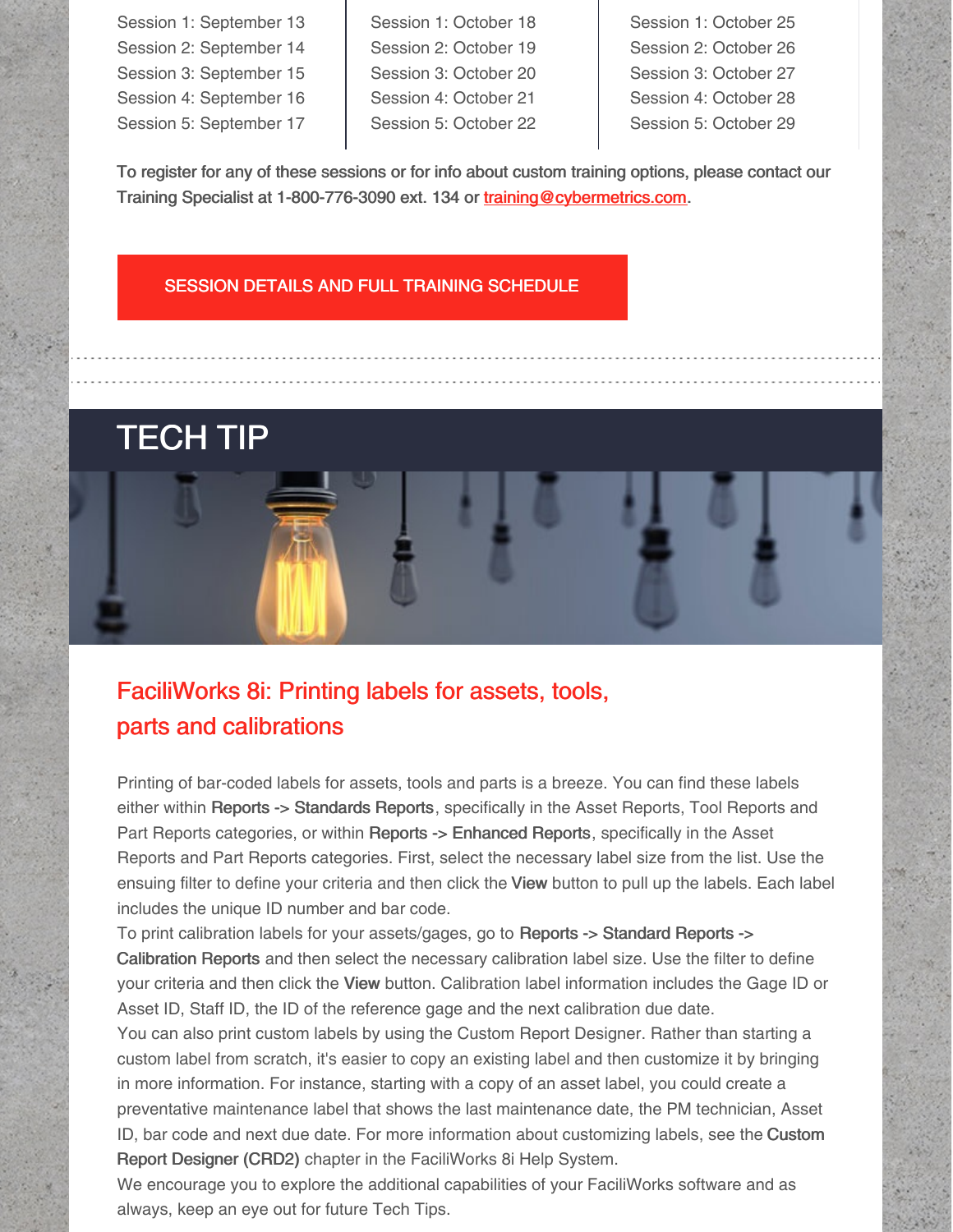| Session 1: September 13 | Session 1: October 18 | Session 1: October 25 |
| --- | --- | --- |
| Session 2: September 14 | Session 2: October 19 | Session 2: October 26 |
| Session 3: September 15 | Session 3: October 20 | Session 3: October 27 |
| Session 4: September 16 | Session 4: October 21 | Session 4: October 28 |
| Session 5: September 17 | Session 5: October 22 | Session 5: October 29 |

To register for any of these sessions or for info about custom training options, please contact our Training Specialist at 1-800-776-3090 ext. 134 or training@cybermetrics.com.

SESSION DETAILS AND FULL TRAINING SCHEDULE

# TECH TIP

## FaciliWorks 8i: Printing labels for assets, tools, parts and calibrations

Printing of bar-coded labels for assets, tools and parts is a breeze. You can find these labels either within **Reports -> Standards Reports**, specifically in the Asset Reports, Tool Reports and Part Reports categories, or within **Reports -> Enhanced Reports**, specifically in the Asset Reports and Part Reports categories. First, select the necessary label size from the list. Use the ensuing filter to define your criteria and then click the **View** button to pull up the labels. Each label includes the unique ID number and bar code.

To print calibration labels for your assets/gages, go to **Reports -> Standard Reports -> Calibration Reports** and then select the necessary calibration label size. Use the filter to define your criteria and then click the **View** button. Calibration label information includes the Gage ID or Asset ID, Staff ID, the ID of the reference gage and the next calibration due date.

You can also print custom labels by using the Custom Report Designer. Rather than starting a custom label from scratch, it's easier to copy an existing label and then customize it by bringing in more information. For instance, starting with a copy of an asset label, you could create a preventative maintenance label that shows the last maintenance date, the PM technician, Asset ID, bar code and next due date. For more information about customizing labels, see the **Custom Report Designer (CRD2)** chapter in the FaciliWorks 8i Help System.

We encourage you to explore the additional capabilities of your FaciliWorks software and as always, keep an eye out for future Tech Tips.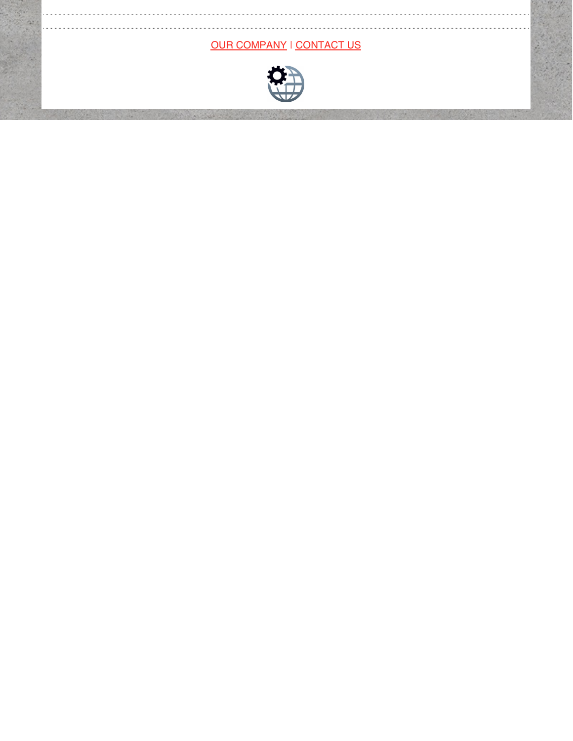OUR COMPANY | CONTACT US